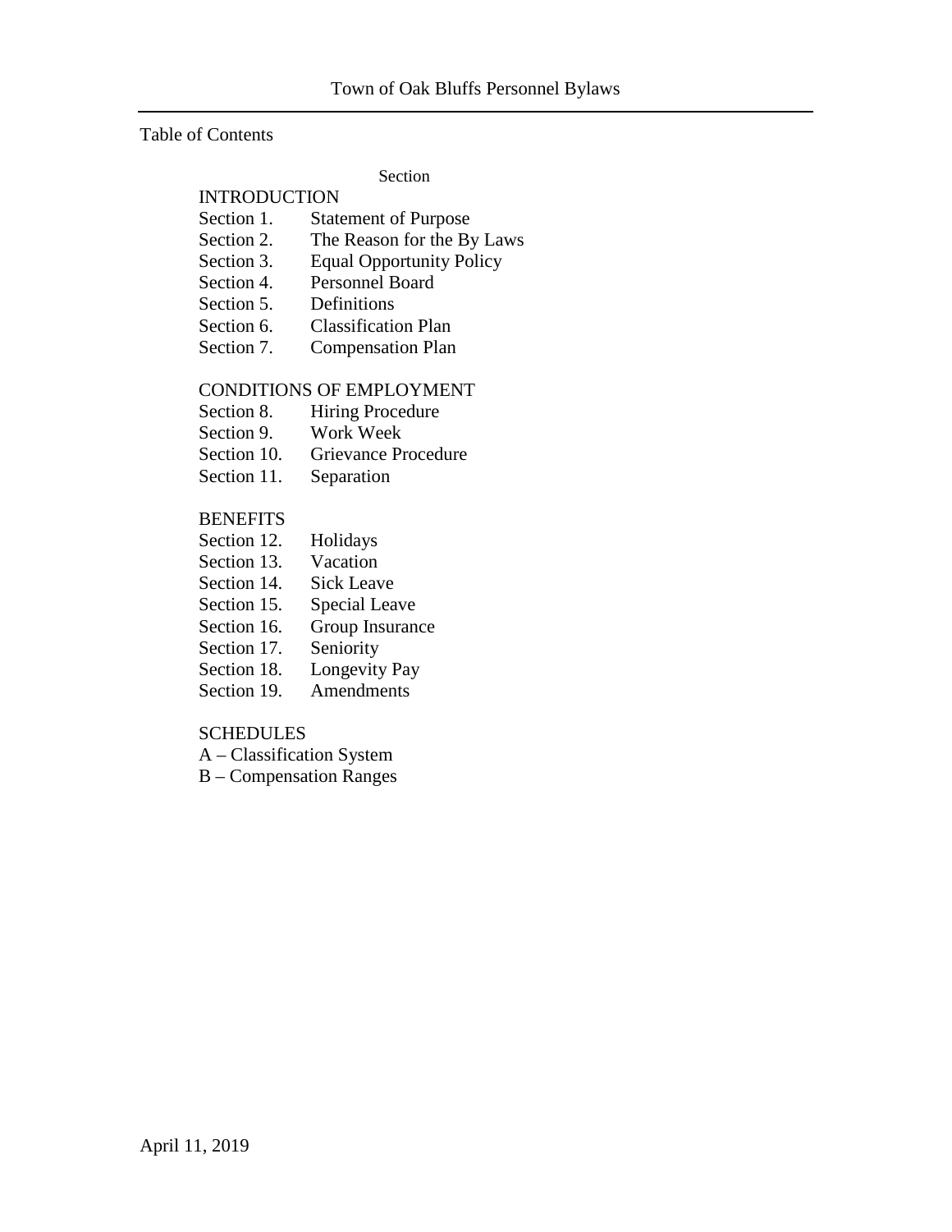Table of Contents

Section

INTRODUCTION

| | |
|---|---|
| Section 1. | Statement of Purpose |
| Section 2. | The Reason for the By Laws |
| Section 3. | Equal Opportunity Policy |
| Section 4. | Personnel Board |
| Section 5. | Definitions |
| Section 6. | Classification Plan |
| Section 7. | Compensation Plan |

CONDITIONS OF EMPLOYMENT

| | |
|---|---|
| Section 8. | Hiring Procedure |
| Section 9. | Work Week |
| Section 10. | Grievance Procedure |
| Section 11. | Separation |

BENEFITS

| | |
|---|---|
| Section 12. | Holidays |
| Section 13. | Vacation |
| Section 14. | Sick Leave |
| Section 15. | Special Leave |
| Section 16. | Group Insurance |
| Section 17. | Seniority |
| Section 18. | Longevity Pay |
| Section 19. | Amendments |

SCHEDULES

A – Classification System

B – Compensation Ranges

April 11, 2019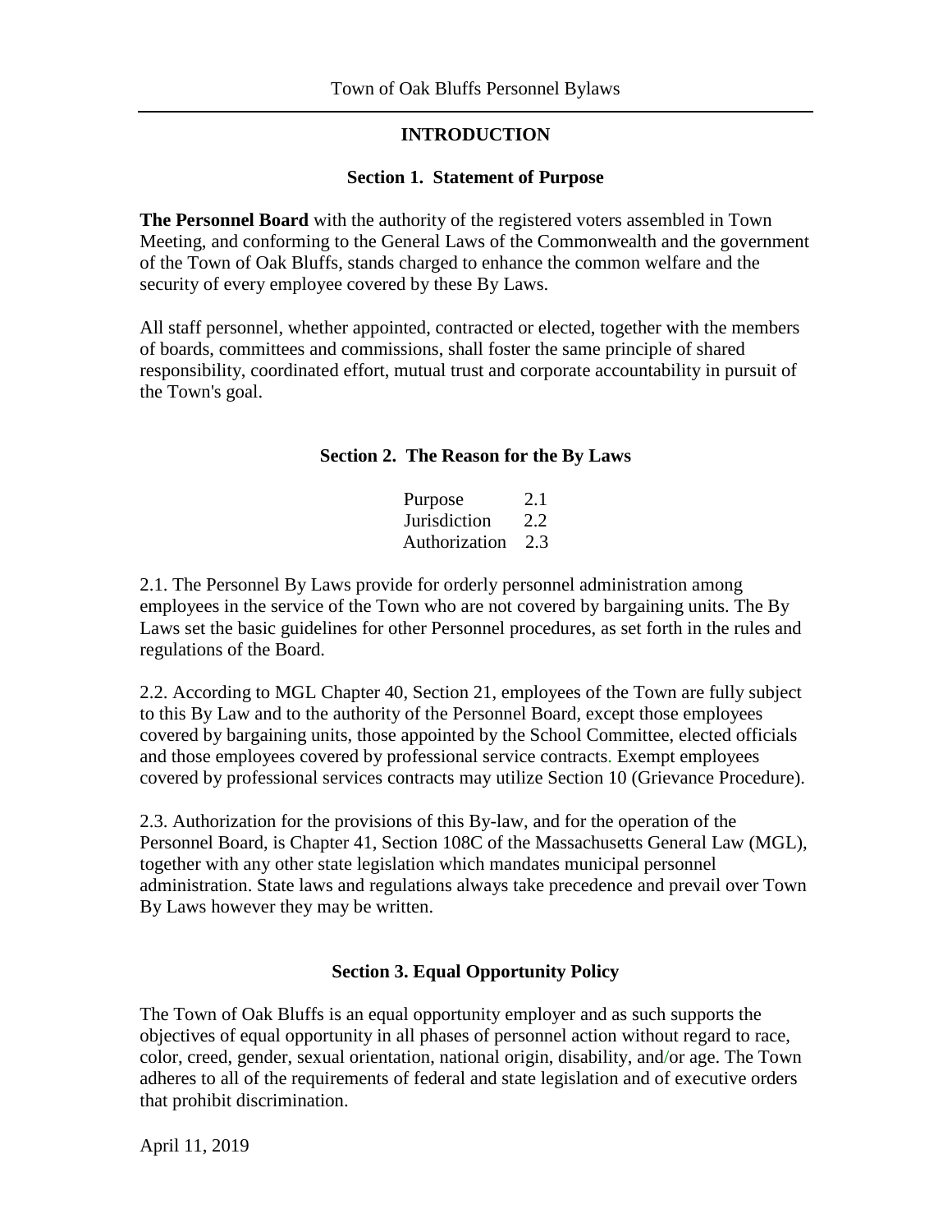# INTRODUCTION

## Section 1. Statement of Purpose

**The Personnel Board** with the authority of the registered voters assembled in Town Meeting, and conforming to the General Laws of the Commonwealth and the government of the Town of Oak Bluffs, stands charged to enhance the common welfare and the security of every employee covered by these By Laws.

All staff personnel, whether appointed, contracted or elected, together with the members of boards, committees and commissions, shall foster the same principle of shared responsibility, coordinated effort, mutual trust and corporate accountability in pursuit of the Town's goal.

## Section 2. The Reason for the By Laws

| | |
|---|---|
| Purpose | 2.1 |
| Jurisdiction | 2.2 |
| Authorization | 2.3 |

2.1. The Personnel By Laws provide for orderly personnel administration among employees in the service of the Town who are not covered by bargaining units. The By Laws set the basic guidelines for other Personnel procedures, as set forth in the rules and regulations of the Board.

2.2. According to MGL Chapter 40, Section 21, employees of the Town are fully subject to this By Law and to the authority of the Personnel Board, except those employees covered by bargaining units, those appointed by the School Committee, elected officials and those employees covered by professional service contracts. Exempt employees covered by professional services contracts may utilize Section 10 (Grievance Procedure).

2.3. Authorization for the provisions of this By-law, and for the operation of the Personnel Board, is Chapter 41, Section 108C of the Massachusetts General Law (MGL), together with any other state legislation which mandates municipal personnel administration. State laws and regulations always take precedence and prevail over Town By Laws however they may be written.

## Section 3. Equal Opportunity Policy

The Town of Oak Bluffs is an equal opportunity employer and as such supports the objectives of equal opportunity in all phases of personnel action without regard to race, color, creed, gender, sexual orientation, national origin, disability, and/or age. The Town adheres to all of the requirements of federal and state legislation and of executive orders that prohibit discrimination.

April 11, 2019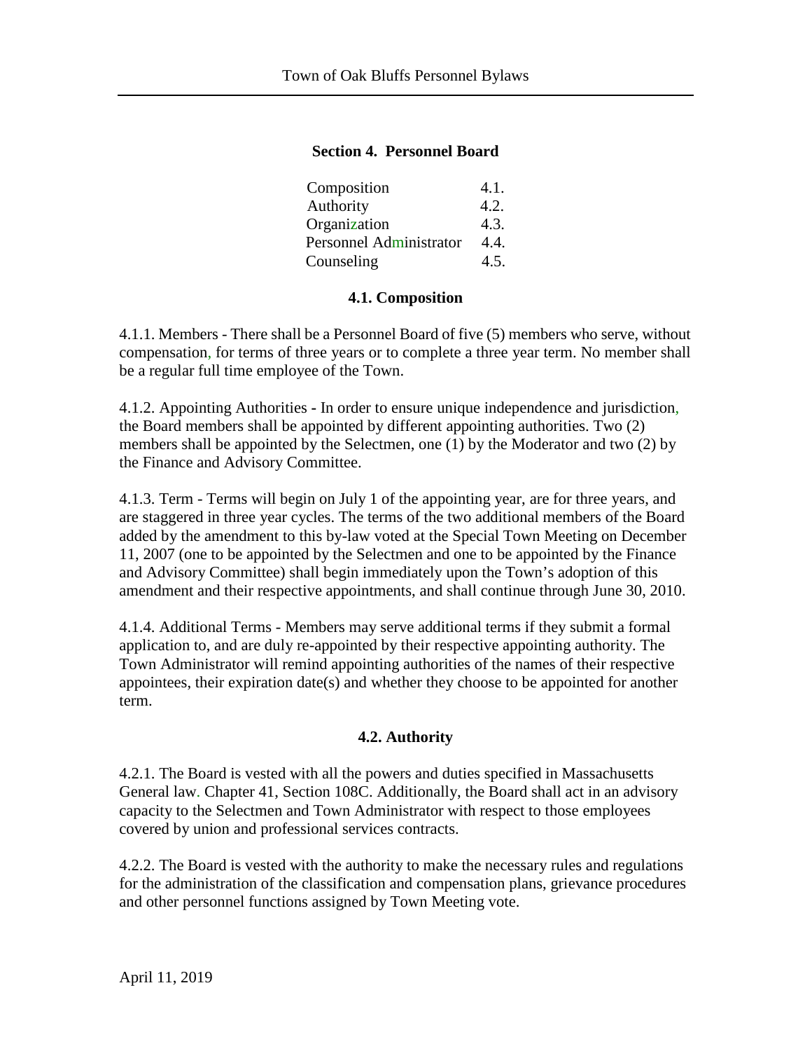## Section 4. Personnel Board

| | |
|---|---|
| Composition | 4.1. |
| Authority | 4.2. |
| Organization | 4.3. |
| Personnel Administrator | 4.4. |
| Counseling | 4.5. |

### 4.1. Composition

4.1.1. Members - There shall be a Personnel Board of five (5) members who serve, without compensation, for terms of three years or to complete a three year term. No member shall be a regular full time employee of the Town.

4.1.2. Appointing Authorities - In order to ensure unique independence and jurisdiction, the Board members shall be appointed by different appointing authorities. Two (2) members shall be appointed by the Selectmen, one (1) by the Moderator and two (2) by the Finance and Advisory Committee.

4.1.3. Term - Terms will begin on July 1 of the appointing year, are for three years, and are staggered in three year cycles. The terms of the two additional members of the Board added by the amendment to this by-law voted at the Special Town Meeting on December 11, 2007 (one to be appointed by the Selectmen and one to be appointed by the Finance and Advisory Committee) shall begin immediately upon the Town's adoption of this amendment and their respective appointments, and shall continue through June 30, 2010.

4.1.4. Additional Terms - Members may serve additional terms if they submit a formal application to, and are duly re-appointed by their respective appointing authority. The Town Administrator will remind appointing authorities of the names of their respective appointees, their expiration date(s) and whether they choose to be appointed for another term.

### 4.2. Authority

4.2.1. The Board is vested with all the powers and duties specified in Massachusetts General law. Chapter 41, Section 108C. Additionally, the Board shall act in an advisory capacity to the Selectmen and Town Administrator with respect to those employees covered by union and professional services contracts.

4.2.2. The Board is vested with the authority to make the necessary rules and regulations for the administration of the classification and compensation plans, grievance procedures and other personnel functions assigned by Town Meeting vote.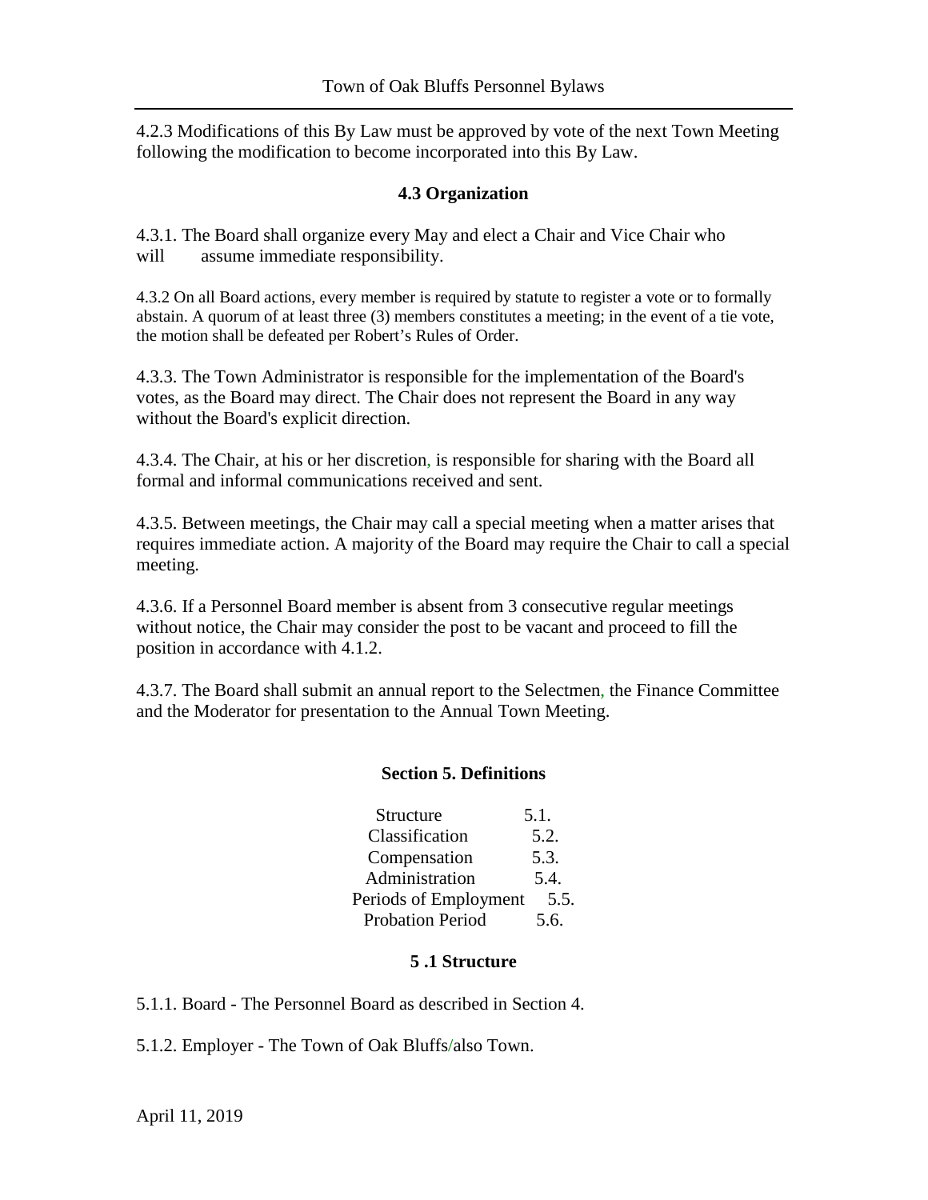4.2.3 Modifications of this By Law must be approved by vote of the next Town Meeting following the modification to become incorporated into this By Law.

### 4.3 Organization

4.3.1. The Board shall organize every May and elect a Chair and Vice Chair who will assume immediate responsibility.

4.3.2 On all Board actions, every member is required by statute to register a vote or to formally abstain. A quorum of at least three (3) members constitutes a meeting; in the event of a tie vote, the motion shall be defeated per Robert's Rules of Order.

4.3.3. The Town Administrator is responsible for the implementation of the Board's votes, as the Board may direct. The Chair does not represent the Board in any way without the Board's explicit direction.

4.3.4. The Chair, at his or her discretion, is responsible for sharing with the Board all formal and informal communications received and sent.

4.3.5. Between meetings, the Chair may call a special meeting when a matter arises that requires immediate action. A majority of the Board may require the Chair to call a special meeting.

4.3.6. If a Personnel Board member is absent from 3 consecutive regular meetings without notice, the Chair may consider the post to be vacant and proceed to fill the position in accordance with 4.1.2.

4.3.7. The Board shall submit an annual report to the Selectmen, the Finance Committee and the Moderator for presentation to the Annual Town Meeting.

## Section 5. Definitions

| | |
|---|---|
| Structure | 5.1. |
| Classification | 5.2. |
| Compensation | 5.3. |
| Administration | 5.4. |
| Periods of Employment | 5.5. |
| Probation Period | 5.6. |

### 5 .1 Structure

5.1.1. Board - The Personnel Board as described in Section 4.

5.1.2. Employer - The Town of Oak Bluffs/also Town.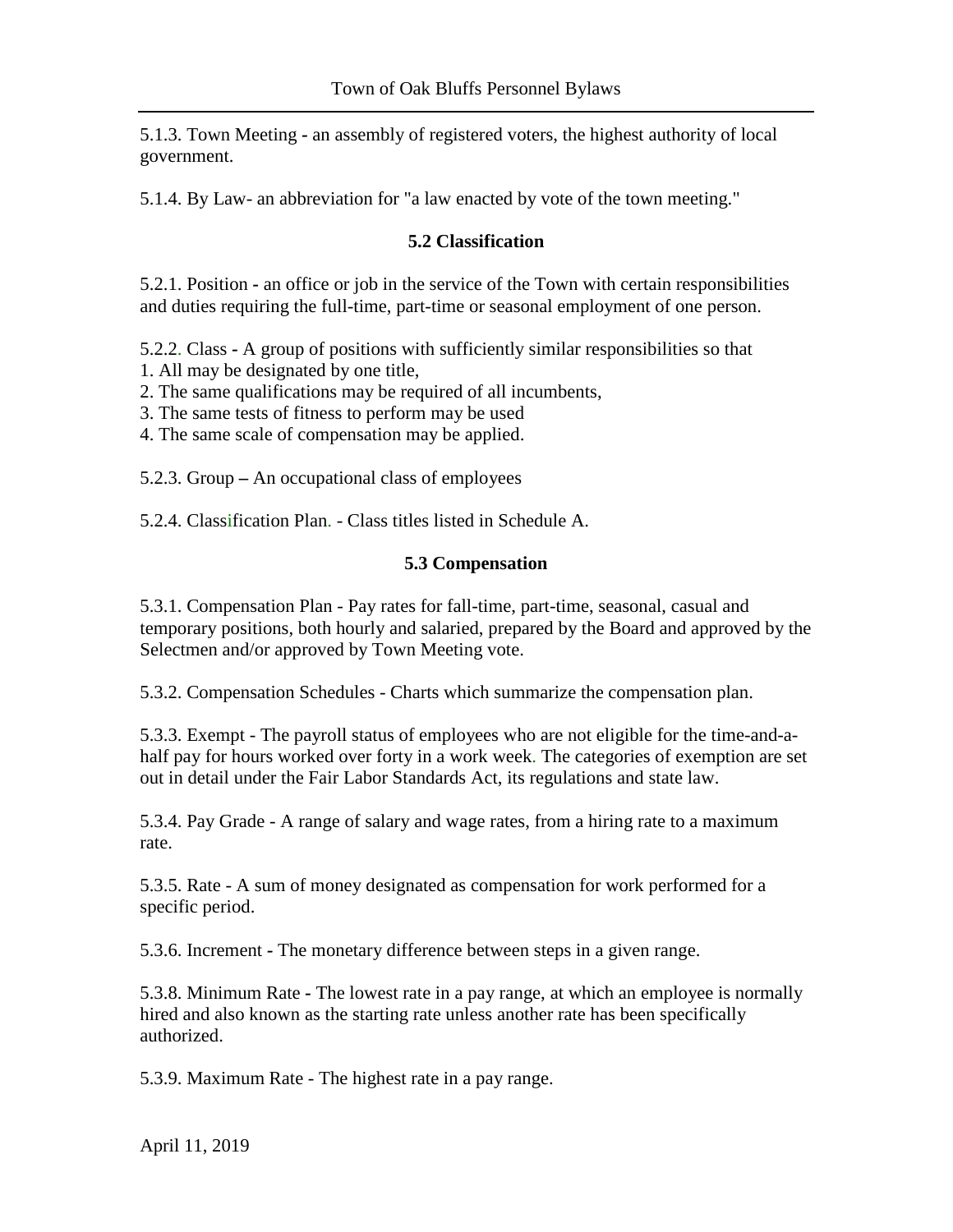5.1.3. Town Meeting - an assembly of registered voters, the highest authority of local government.

5.1.4. By Law- an abbreviation for "a law enacted by vote of the town meeting."

### 5.2 Classification

5.2.1. Position - an office or job in the service of the Town with certain responsibilities and duties requiring the full-time, part-time or seasonal employment of one person.

5.2.2. Class - A group of positions with sufficiently similar responsibilities so that
1. All may be designated by one title,
2. The same qualifications may be required of all incumbents,
3. The same tests of fitness to perform may be used
4. The same scale of compensation may be applied.

5.2.3. Group – An occupational class of employees

5.2.4. Classification Plan. - Class titles listed in Schedule A.

### 5.3 Compensation

5.3.1. Compensation Plan - Pay rates for fall-time, part-time, seasonal, casual and temporary positions, both hourly and salaried, prepared by the Board and approved by the Selectmen and/or approved by Town Meeting vote.

5.3.2. Compensation Schedules - Charts which summarize the compensation plan.

5.3.3. Exempt - The payroll status of employees who are not eligible for the time-and-a-half pay for hours worked over forty in a work week. The categories of exemption are set out in detail under the Fair Labor Standards Act, its regulations and state law.

5.3.4. Pay Grade - A range of salary and wage rates, from a hiring rate to a maximum rate.

5.3.5. Rate - A sum of money designated as compensation for work performed for a specific period.

5.3.6. Increment - The monetary difference between steps in a given range.

5.3.8. Minimum Rate - The lowest rate in a pay range, at which an employee is normally hired and also known as the starting rate unless another rate has been specifically authorized.

5.3.9. Maximum Rate - The highest rate in a pay range.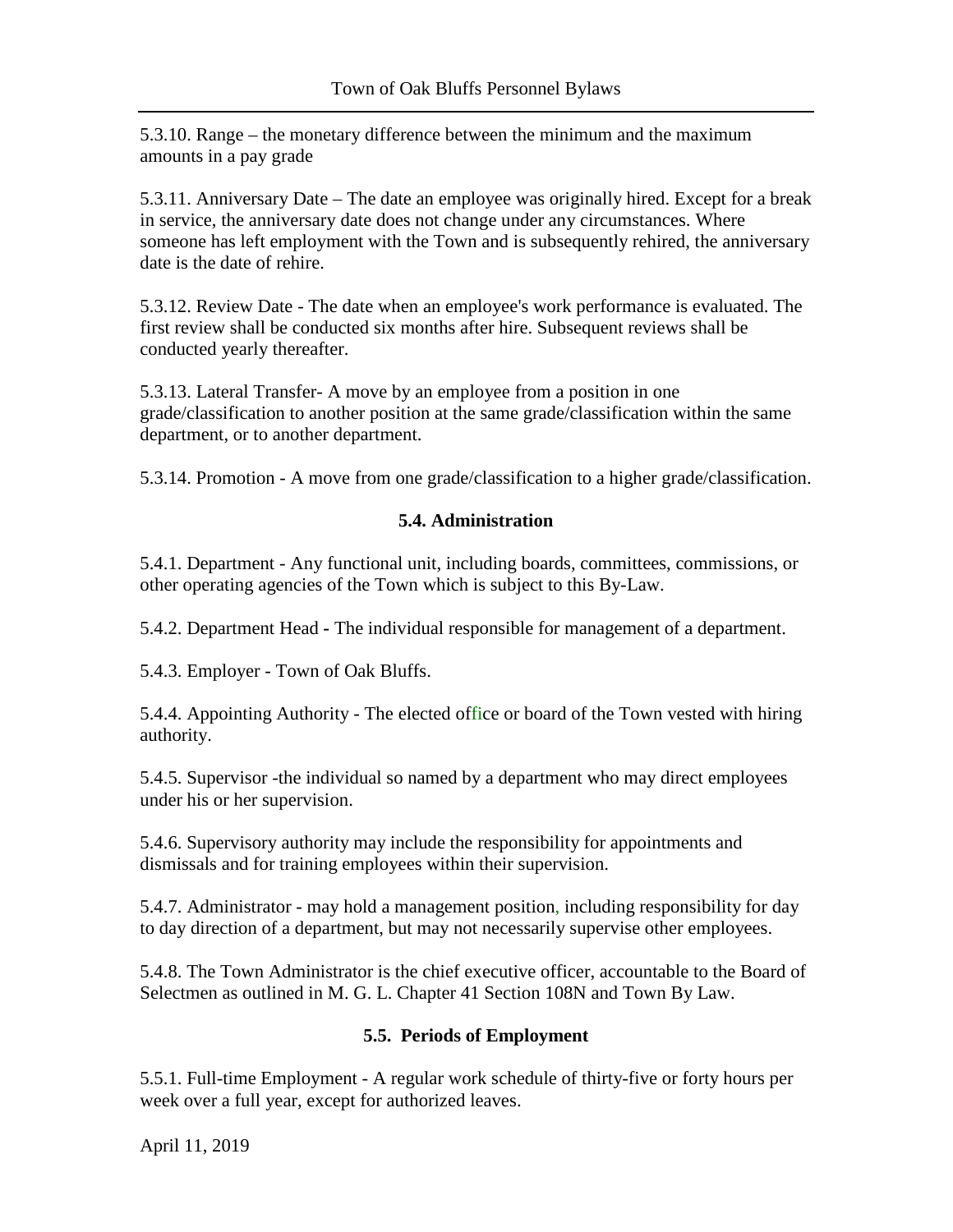5.3.10. Range – the monetary difference between the minimum and the maximum amounts in a pay grade

5.3.11. Anniversary Date – The date an employee was originally hired. Except for a break in service, the anniversary date does not change under any circumstances. Where someone has left employment with the Town and is subsequently rehired, the anniversary date is the date of rehire.

5.3.12. Review Date - The date when an employee's work performance is evaluated. The first review shall be conducted six months after hire. Subsequent reviews shall be conducted yearly thereafter.

5.3.13. Lateral Transfer- A move by an employee from a position in one grade/classification to another position at the same grade/classification within the same department, or to another department.

5.3.14. Promotion - A move from one grade/classification to a higher grade/classification.

### 5.4. Administration

5.4.1. Department - Any functional unit, including boards, committees, commissions, or other operating agencies of the Town which is subject to this By-Law.

5.4.2. Department Head - The individual responsible for management of a department.

5.4.3. Employer - Town of Oak Bluffs.

5.4.4. Appointing Authority - The elected office or board of the Town vested with hiring authority.

5.4.5. Supervisor -the individual so named by a department who may direct employees under his or her supervision.

5.4.6. Supervisory authority may include the responsibility for appointments and dismissals and for training employees within their supervision.

5.4.7. Administrator - may hold a management position, including responsibility for day to day direction of a department, but may not necessarily supervise other employees.

5.4.8. The Town Administrator is the chief executive officer, accountable to the Board of Selectmen as outlined in M. G. L. Chapter 41 Section 108N and Town By Law.

### 5.5. Periods of Employment

5.5.1. Full-time Employment - A regular work schedule of thirty-five or forty hours per week over a full year, except for authorized leaves.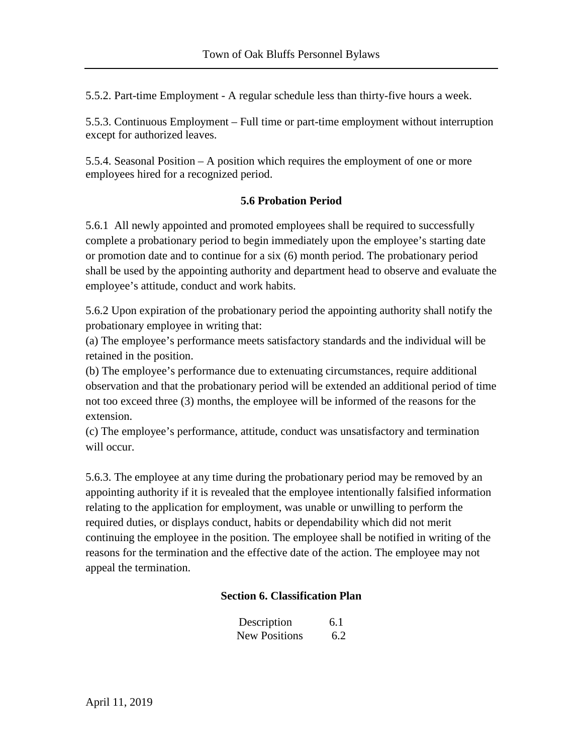5.5.2. Part-time Employment - A regular schedule less than thirty-five hours a week.

5.5.3. Continuous Employment – Full time or part-time employment without interruption except for authorized leaves.

5.5.4. Seasonal Position – A position which requires the employment of one or more employees hired for a recognized period.

### 5.6 Probation Period

5.6.1 All newly appointed and promoted employees shall be required to successfully complete a probationary period to begin immediately upon the employee's starting date or promotion date and to continue for a six (6) month period. The probationary period shall be used by the appointing authority and department head to observe and evaluate the employee's attitude, conduct and work habits.

5.6.2 Upon expiration of the probationary period the appointing authority shall notify the probationary employee in writing that:
(a) The employee's performance meets satisfactory standards and the individual will be retained in the position.
(b) The employee's performance due to extenuating circumstances, require additional observation and that the probationary period will be extended an additional period of time not too exceed three (3) months, the employee will be informed of the reasons for the extension.
(c) The employee's performance, attitude, conduct was unsatisfactory and termination will occur.

5.6.3. The employee at any time during the probationary period may be removed by an appointing authority if it is revealed that the employee intentionally falsified information relating to the application for employment, was unable or unwilling to perform the required duties, or displays conduct, habits or dependability which did not merit continuing the employee in the position. The employee shall be notified in writing of the reasons for the termination and the effective date of the action. The employee may not appeal the termination.

## Section 6. Classification Plan

| | |
|---|---|
| Description | 6.1 |
| New Positions | 6.2 |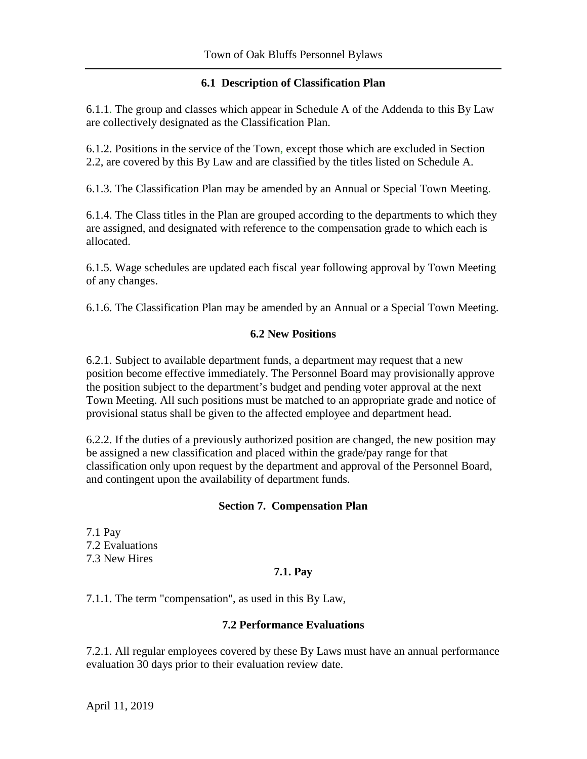### 6.1 Description of Classification Plan

6.1.1. The group and classes which appear in Schedule A of the Addenda to this By Law are collectively designated as the Classification Plan.

6.1.2. Positions in the service of the Town, except those which are excluded in Section 2.2, are covered by this By Law and are classified by the titles listed on Schedule A.

6.1.3. The Classification Plan may be amended by an Annual or Special Town Meeting.

6.1.4. The Class titles in the Plan are grouped according to the departments to which they are assigned, and designated with reference to the compensation grade to which each is allocated.

6.1.5. Wage schedules are updated each fiscal year following approval by Town Meeting of any changes.

6.1.6. The Classification Plan may be amended by an Annual or a Special Town Meeting.

### 6.2 New Positions

6.2.1. Subject to available department funds, a department may request that a new position become effective immediately. The Personnel Board may provisionally approve the position subject to the department's budget and pending voter approval at the next Town Meeting. All such positions must be matched to an appropriate grade and notice of provisional status shall be given to the affected employee and department head.

6.2.2. If the duties of a previously authorized position are changed, the new position may be assigned a new classification and placed within the grade/pay range for that classification only upon request by the department and approval of the Personnel Board, and contingent upon the availability of department funds.

## Section 7. Compensation Plan

7.1 Pay
7.2 Evaluations
7.3 New Hires

### 7.1. Pay

7.1.1. The term "compensation", as used in this By Law,

### 7.2 Performance Evaluations

7.2.1. All regular employees covered by these By Laws must have an annual performance evaluation 30 days prior to their evaluation review date.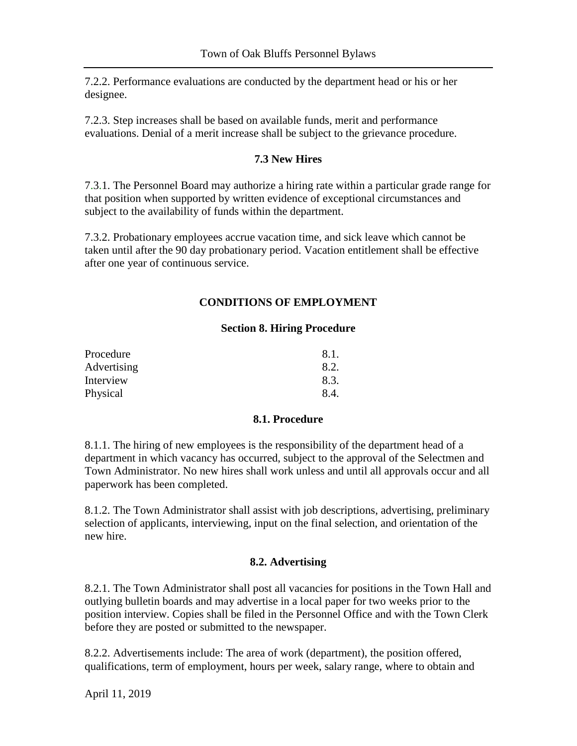7.2.2. Performance evaluations are conducted by the department head or his or her designee.

7.2.3. Step increases shall be based on available funds, merit and performance evaluations. Denial of a merit increase shall be subject to the grievance procedure.

### 7.3 New Hires

7.3.1. The Personnel Board may authorize a hiring rate within a particular grade range for that position when supported by written evidence of exceptional circumstances and subject to the availability of funds within the department.

7.3.2. Probationary employees accrue vacation time, and sick leave which cannot be taken until after the 90 day probationary period. Vacation entitlement shall be effective after one year of continuous service.

## CONDITIONS OF EMPLOYMENT

### Section 8. Hiring Procedure

| | |
|---|---|
| Procedure | 8.1. |
| Advertising | 8.2. |
| Interview | 8.3. |
| Physical | 8.4. |

### 8.1. Procedure

8.1.1. The hiring of new employees is the responsibility of the department head of a department in which vacancy has occurred, subject to the approval of the Selectmen and Town Administrator. No new hires shall work unless and until all approvals occur and all paperwork has been completed.

8.1.2. The Town Administrator shall assist with job descriptions, advertising, preliminary selection of applicants, interviewing, input on the final selection, and orientation of the new hire.

### 8.2. Advertising

8.2.1. The Town Administrator shall post all vacancies for positions in the Town Hall and outlying bulletin boards and may advertise in a local paper for two weeks prior to the position interview. Copies shall be filed in the Personnel Office and with the Town Clerk before they are posted or submitted to the newspaper.

8.2.2. Advertisements include: The area of work (department), the position offered, qualifications, term of employment, hours per week, salary range, where to obtain and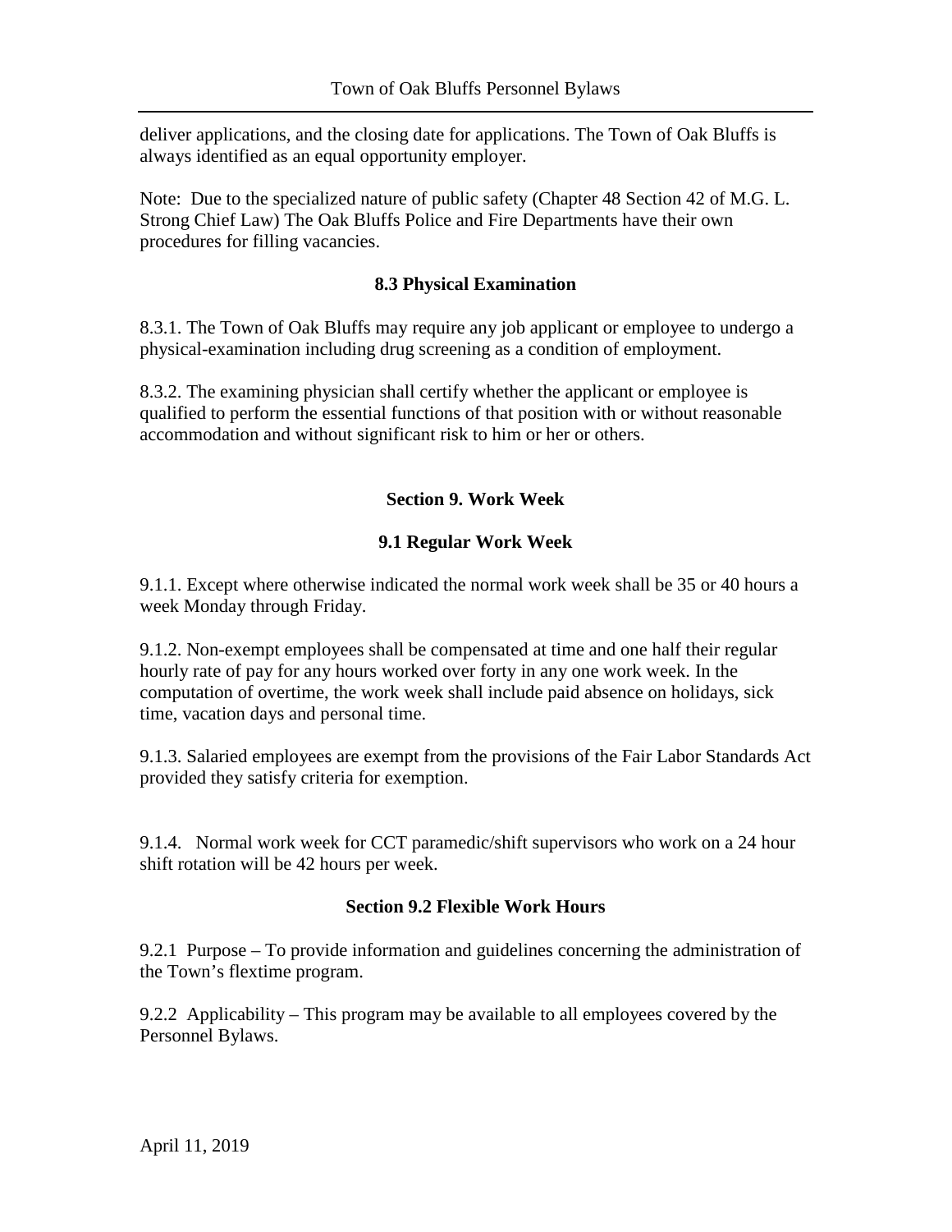deliver applications, and the closing date for applications. The Town of Oak Bluffs is always identified as an equal opportunity employer.

Note: Due to the specialized nature of public safety (Chapter 48 Section 42 of M.G. L. Strong Chief Law) The Oak Bluffs Police and Fire Departments have their own procedures for filling vacancies.

### 8.3 Physical Examination

8.3.1. The Town of Oak Bluffs may require any job applicant or employee to undergo a physical-examination including drug screening as a condition of employment.

8.3.2. The examining physician shall certify whether the applicant or employee is qualified to perform the essential functions of that position with or without reasonable accommodation and without significant risk to him or her or others.

## Section 9. Work Week

### 9.1 Regular Work Week

9.1.1. Except where otherwise indicated the normal work week shall be 35 or 40 hours a week Monday through Friday.

9.1.2. Non-exempt employees shall be compensated at time and one half their regular hourly rate of pay for any hours worked over forty in any one work week. In the computation of overtime, the work week shall include paid absence on holidays, sick time, vacation days and personal time.

9.1.3. Salaried employees are exempt from the provisions of the Fair Labor Standards Act provided they satisfy criteria for exemption.

9.1.4. Normal work week for CCT paramedic/shift supervisors who work on a 24 hour shift rotation will be 42 hours per week.

### Section 9.2 Flexible Work Hours

9.2.1 Purpose – To provide information and guidelines concerning the administration of the Town's flextime program.

9.2.2 Applicability – This program may be available to all employees covered by the Personnel Bylaws.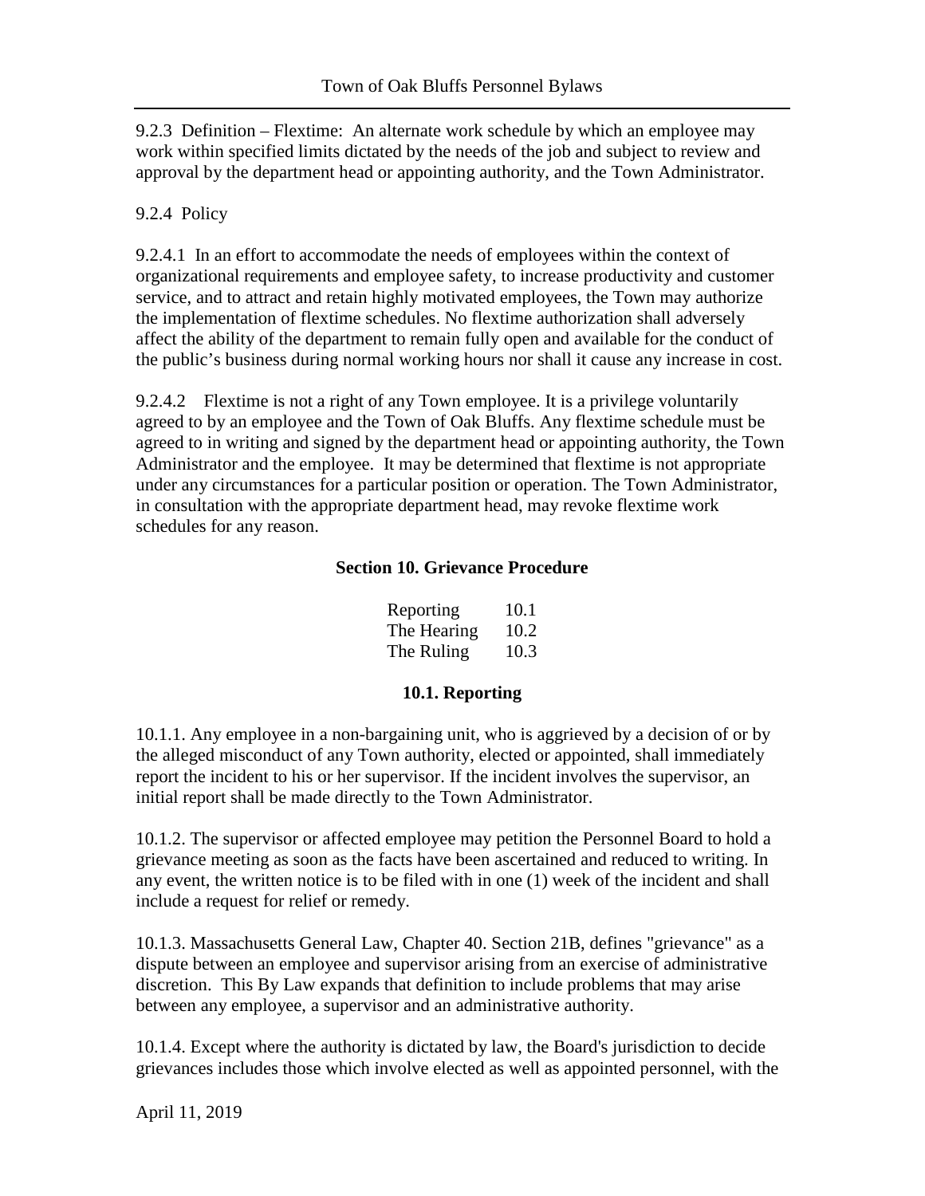9.2.3 Definition – Flextime: An alternate work schedule by which an employee may work within specified limits dictated by the needs of the job and subject to review and approval by the department head or appointing authority, and the Town Administrator.

9.2.4 Policy

9.2.4.1 In an effort to accommodate the needs of employees within the context of organizational requirements and employee safety, to increase productivity and customer service, and to attract and retain highly motivated employees, the Town may authorize the implementation of flextime schedules. No flextime authorization shall adversely affect the ability of the department to remain fully open and available for the conduct of the public's business during normal working hours nor shall it cause any increase in cost.

9.2.4.2 Flextime is not a right of any Town employee. It is a privilege voluntarily agreed to by an employee and the Town of Oak Bluffs. Any flextime schedule must be agreed to in writing and signed by the department head or appointing authority, the Town Administrator and the employee. It may be determined that flextime is not appropriate under any circumstances for a particular position or operation. The Town Administrator, in consultation with the appropriate department head, may revoke flextime work schedules for any reason.

## Section 10. Grievance Procedure

| | |
|---|---|
| Reporting | 10.1 |
| The Hearing | 10.2 |
| The Ruling | 10.3 |

### 10.1. Reporting

10.1.1. Any employee in a non-bargaining unit, who is aggrieved by a decision of or by the alleged misconduct of any Town authority, elected or appointed, shall immediately report the incident to his or her supervisor. If the incident involves the supervisor, an initial report shall be made directly to the Town Administrator.

10.1.2. The supervisor or affected employee may petition the Personnel Board to hold a grievance meeting as soon as the facts have been ascertained and reduced to writing. In any event, the written notice is to be filed with in one (1) week of the incident and shall include a request for relief or remedy.

10.1.3. Massachusetts General Law, Chapter 40. Section 21B, defines "grievance" as a dispute between an employee and supervisor arising from an exercise of administrative discretion. This By Law expands that definition to include problems that may arise between any employee, a supervisor and an administrative authority.

10.1.4. Except where the authority is dictated by law, the Board's jurisdiction to decide grievances includes those which involve elected as well as appointed personnel, with the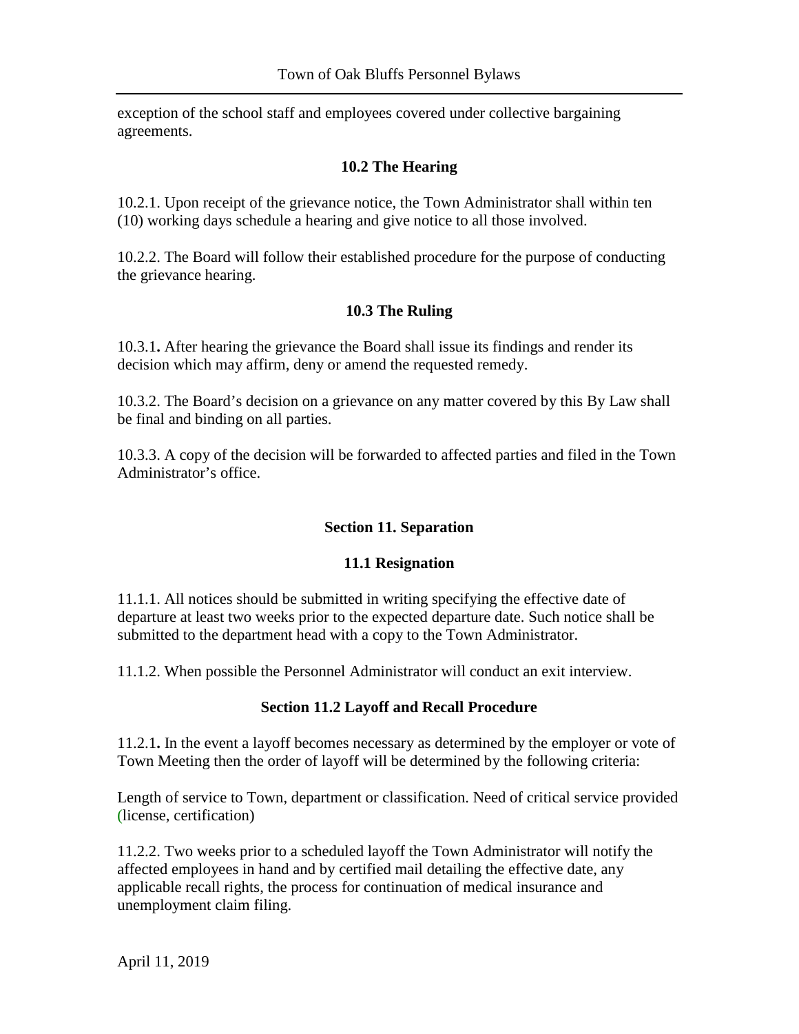exception of the school staff and employees covered under collective bargaining agreements.

### 10.2 The Hearing

10.2.1. Upon receipt of the grievance notice, the Town Administrator shall within ten (10) working days schedule a hearing and give notice to all those involved.

10.2.2. The Board will follow their established procedure for the purpose of conducting the grievance hearing.

### 10.3 The Ruling

10.3.1**.** After hearing the grievance the Board shall issue its findings and render its decision which may affirm, deny or amend the requested remedy.

10.3.2. The Board's decision on a grievance on any matter covered by this By Law shall be final and binding on all parties.

10.3.3. A copy of the decision will be forwarded to affected parties and filed in the Town Administrator's office.

## Section 11. Separation

### 11.1 Resignation

11.1.1. All notices should be submitted in writing specifying the effective date of departure at least two weeks prior to the expected departure date. Such notice shall be submitted to the department head with a copy to the Town Administrator.

11.1.2. When possible the Personnel Administrator will conduct an exit interview.

### Section 11.2 Layoff and Recall Procedure

11.2.1**.** In the event a layoff becomes necessary as determined by the employer or vote of Town Meeting then the order of layoff will be determined by the following criteria:

Length of service to Town, department or classification. Need of critical service provided (license, certification)

11.2.2. Two weeks prior to a scheduled layoff the Town Administrator will notify the affected employees in hand and by certified mail detailing the effective date, any applicable recall rights, the process for continuation of medical insurance and unemployment claim filing.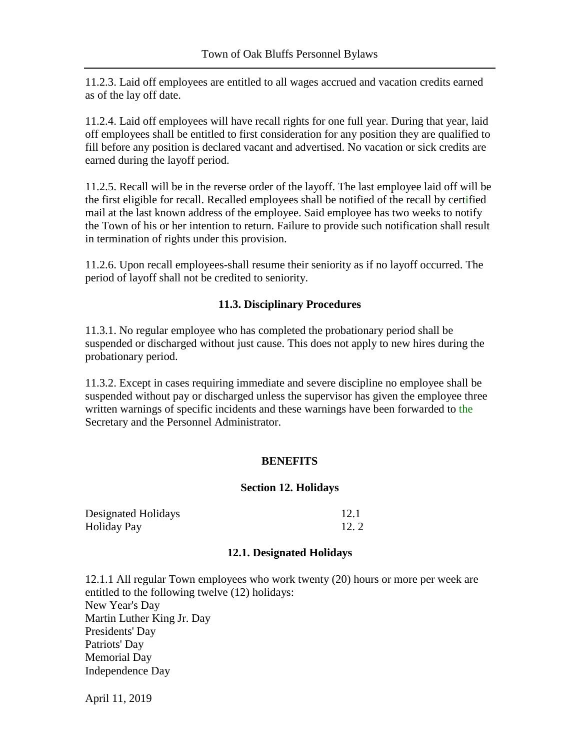11.2.3. Laid off employees are entitled to all wages accrued and vacation credits earned as of the lay off date.

11.2.4. Laid off employees will have recall rights for one full year. During that year, laid off employees shall be entitled to first consideration for any position they are qualified to fill before any position is declared vacant and advertised. No vacation or sick credits are earned during the layoff period.

11.2.5. Recall will be in the reverse order of the layoff. The last employee laid off will be the first eligible for recall. Recalled employees shall be notified of the recall by certified mail at the last known address of the employee. Said employee has two weeks to notify the Town of his or her intention to return. Failure to provide such notification shall result in termination of rights under this provision.

11.2.6. Upon recall employees-shall resume their seniority as if no layoff occurred. The period of layoff shall not be credited to seniority.

### 11.3. Disciplinary Procedures

11.3.1. No regular employee who has completed the probationary period shall be suspended or discharged without just cause. This does not apply to new hires during the probationary period.

11.3.2. Except in cases requiring immediate and severe discipline no employee shall be suspended without pay or discharged unless the supervisor has given the employee three written warnings of specific incidents and these warnings have been forwarded to the Secretary and the Personnel Administrator.

## BENEFITS

### Section 12. Holidays

| | |
|---|---|
| Designated Holidays | 12.1 |
| Holiday Pay | 12. 2 |

### 12.1. Designated Holidays

12.1.1 All regular Town employees who work twenty (20) hours or more per week are entitled to the following twelve (12) holidays:
New Year's Day
Martin Luther King Jr. Day
Presidents' Day
Patriots' Day
Memorial Day
Independence Day

April 11, 2019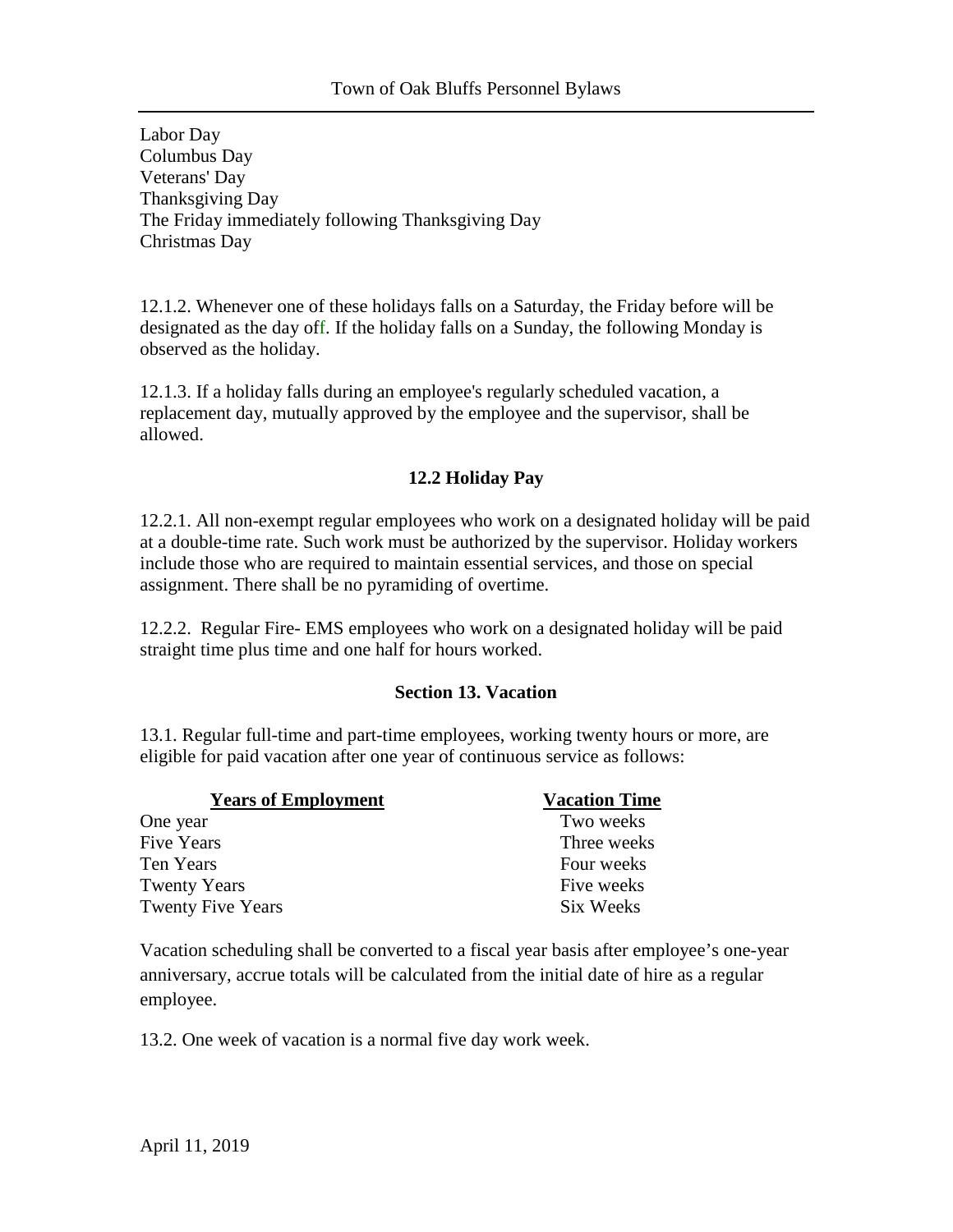Labor Day
Columbus Day
Veterans' Day
Thanksgiving Day
The Friday immediately following Thanksgiving Day
Christmas Day

12.1.2. Whenever one of these holidays falls on a Saturday, the Friday before will be designated as the day off. If the holiday falls on a Sunday, the following Monday is observed as the holiday.

12.1.3. If a holiday falls during an employee's regularly scheduled vacation, a replacement day, mutually approved by the employee and the supervisor, shall be allowed.

### 12.2 Holiday Pay

12.2.1. All non-exempt regular employees who work on a designated holiday will be paid at a double-time rate. Such work must be authorized by the supervisor. Holiday workers include those who are required to maintain essential services, and those on special assignment. There shall be no pyramiding of overtime.

12.2.2. Regular Fire- EMS employees who work on a designated holiday will be paid straight time plus time and one half for hours worked.

## Section 13. Vacation

13.1. Regular full-time and part-time employees, working twenty hours or more, are eligible for paid vacation after one year of continuous service as follows:

| Years of Employment | Vacation Time |
|---|---|
| One year | Two weeks |
| Five Years | Three weeks |
| Ten Years | Four weeks |
| Twenty Years | Five weeks |
| Twenty Five Years | Six Weeks |

Vacation scheduling shall be converted to a fiscal year basis after employee's one-year anniversary, accrue totals will be calculated from the initial date of hire as a regular employee.

13.2. One week of vacation is a normal five day work week.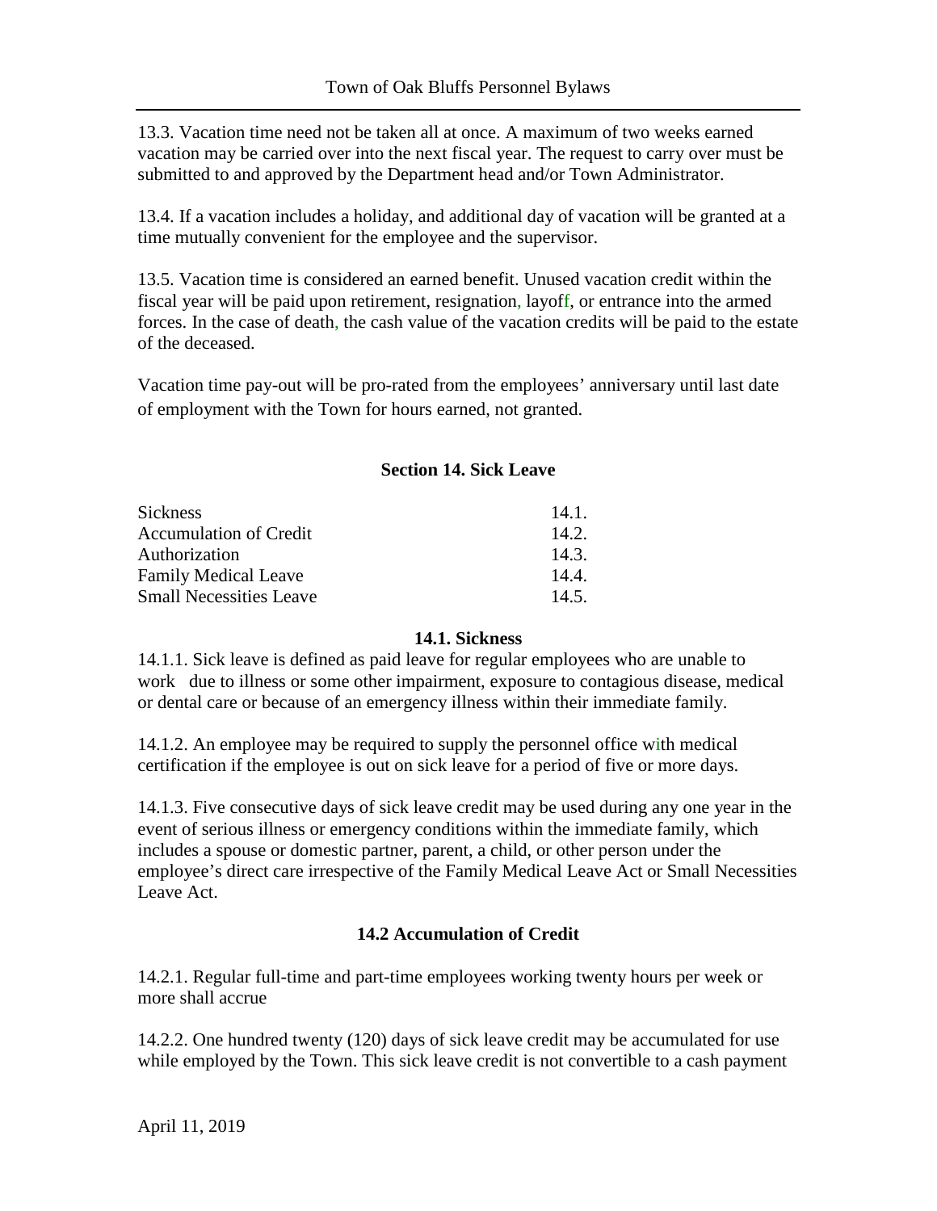13.3. Vacation time need not be taken all at once. A maximum of two weeks earned vacation may be carried over into the next fiscal year. The request to carry over must be submitted to and approved by the Department head and/or Town Administrator.

13.4. If a vacation includes a holiday, and additional day of vacation will be granted at a time mutually convenient for the employee and the supervisor.

13.5. Vacation time is considered an earned benefit. Unused vacation credit within the fiscal year will be paid upon retirement, resignation, layoff, or entrance into the armed forces. In the case of death, the cash value of the vacation credits will be paid to the estate of the deceased.

Vacation time pay-out will be pro-rated from the employees' anniversary until last date of employment with the Town for hours earned, not granted.

## Section 14. Sick Leave

| | |
|---|---|
| Sickness | 14.1. |
| Accumulation of Credit | 14.2. |
| Authorization | 14.3. |
| Family Medical Leave | 14.4. |
| Small Necessities Leave | 14.5. |

### 14.1. Sickness

14.1.1. Sick leave is defined as paid leave for regular employees who are unable to work due to illness or some other impairment, exposure to contagious disease, medical or dental care or because of an emergency illness within their immediate family.

14.1.2. An employee may be required to supply the personnel office with medical certification if the employee is out on sick leave for a period of five or more days.

14.1.3. Five consecutive days of sick leave credit may be used during any one year in the event of serious illness or emergency conditions within the immediate family, which includes a spouse or domestic partner, parent, a child, or other person under the employee's direct care irrespective of the Family Medical Leave Act or Small Necessities Leave Act.

### 14.2 Accumulation of Credit

14.2.1. Regular full-time and part-time employees working twenty hours per week or more shall accrue

14.2.2. One hundred twenty (120) days of sick leave credit may be accumulated for use while employed by the Town. This sick leave credit is not convertible to a cash payment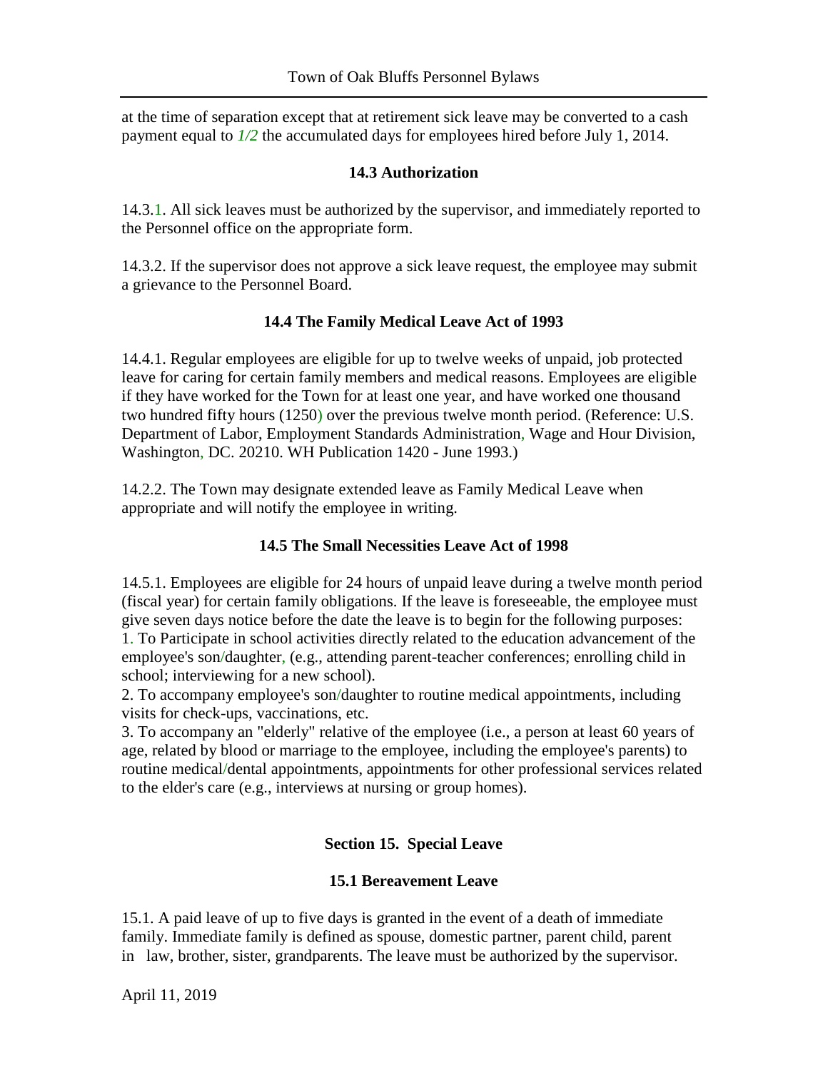at the time of separation except that at retirement sick leave may be converted to a cash payment equal to *1/2* the accumulated days for employees hired before July 1, 2014.

### 14.3 Authorization

14.3.1. All sick leaves must be authorized by the supervisor, and immediately reported to the Personnel office on the appropriate form.

14.3.2. If the supervisor does not approve a sick leave request, the employee may submit a grievance to the Personnel Board.

### 14.4 The Family Medical Leave Act of 1993

14.4.1. Regular employees are eligible for up to twelve weeks of unpaid, job protected leave for caring for certain family members and medical reasons. Employees are eligible if they have worked for the Town for at least one year, and have worked one thousand two hundred fifty hours (1250) over the previous twelve month period. (Reference: U.S. Department of Labor, Employment Standards Administration, Wage and Hour Division, Washington, DC. 20210. WH Publication 1420 - June 1993.)

14.2.2. The Town may designate extended leave as Family Medical Leave when appropriate and will notify the employee in writing.

### 14.5 The Small Necessities Leave Act of 1998

14.5.1. Employees are eligible for 24 hours of unpaid leave during a twelve month period (fiscal year) for certain family obligations. If the leave is foreseeable, the employee must give seven days notice before the date the leave is to begin for the following purposes:
1. To Participate in school activities directly related to the education advancement of the employee's son/daughter, (e.g., attending parent-teacher conferences; enrolling child in school; interviewing for a new school).
2. To accompany employee's son/daughter to routine medical appointments, including visits for check-ups, vaccinations, etc.
3. To accompany an "elderly" relative of the employee (i.e., a person at least 60 years of age, related by blood or marriage to the employee, including the employee's parents) to routine medical/dental appointments, appointments for other professional services related to the elder's care (e.g., interviews at nursing or group homes).

## Section 15. Special Leave

### 15.1 Bereavement Leave

15.1. A paid leave of up to five days is granted in the event of a death of immediate family. Immediate family is defined as spouse, domestic partner, parent child, parent in law, brother, sister, grandparents. The leave must be authorized by the supervisor.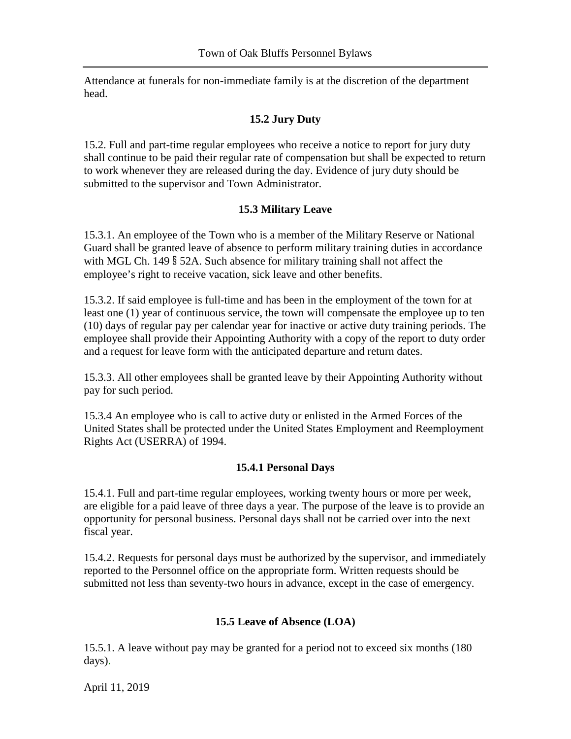Attendance at funerals for non-immediate family is at the discretion of the department head.

### 15.2 Jury Duty

15.2. Full and part-time regular employees who receive a notice to report for jury duty shall continue to be paid their regular rate of compensation but shall be expected to return to work whenever they are released during the day. Evidence of jury duty should be submitted to the supervisor and Town Administrator.

### 15.3 Military Leave

15.3.1. An employee of the Town who is a member of the Military Reserve or National Guard shall be granted leave of absence to perform military training duties in accordance with MGL Ch. 149 § 52A. Such absence for military training shall not affect the employee's right to receive vacation, sick leave and other benefits.

15.3.2. If said employee is full-time and has been in the employment of the town for at least one (1) year of continuous service, the town will compensate the employee up to ten (10) days of regular pay per calendar year for inactive or active duty training periods. The employee shall provide their Appointing Authority with a copy of the report to duty order and a request for leave form with the anticipated departure and return dates.

15.3.3. All other employees shall be granted leave by their Appointing Authority without pay for such period.

15.3.4 An employee who is call to active duty or enlisted in the Armed Forces of the United States shall be protected under the United States Employment and Reemployment Rights Act (USERRA) of 1994.

### 15.4.1 Personal Days

15.4.1. Full and part-time regular employees, working twenty hours or more per week, are eligible for a paid leave of three days a year. The purpose of the leave is to provide an opportunity for personal business. Personal days shall not be carried over into the next fiscal year.

15.4.2. Requests for personal days must be authorized by the supervisor, and immediately reported to the Personnel office on the appropriate form. Written requests should be submitted not less than seventy-two hours in advance, except in the case of emergency.

### 15.5 Leave of Absence (LOA)

15.5.1. A leave without pay may be granted for a period not to exceed six months (180 days).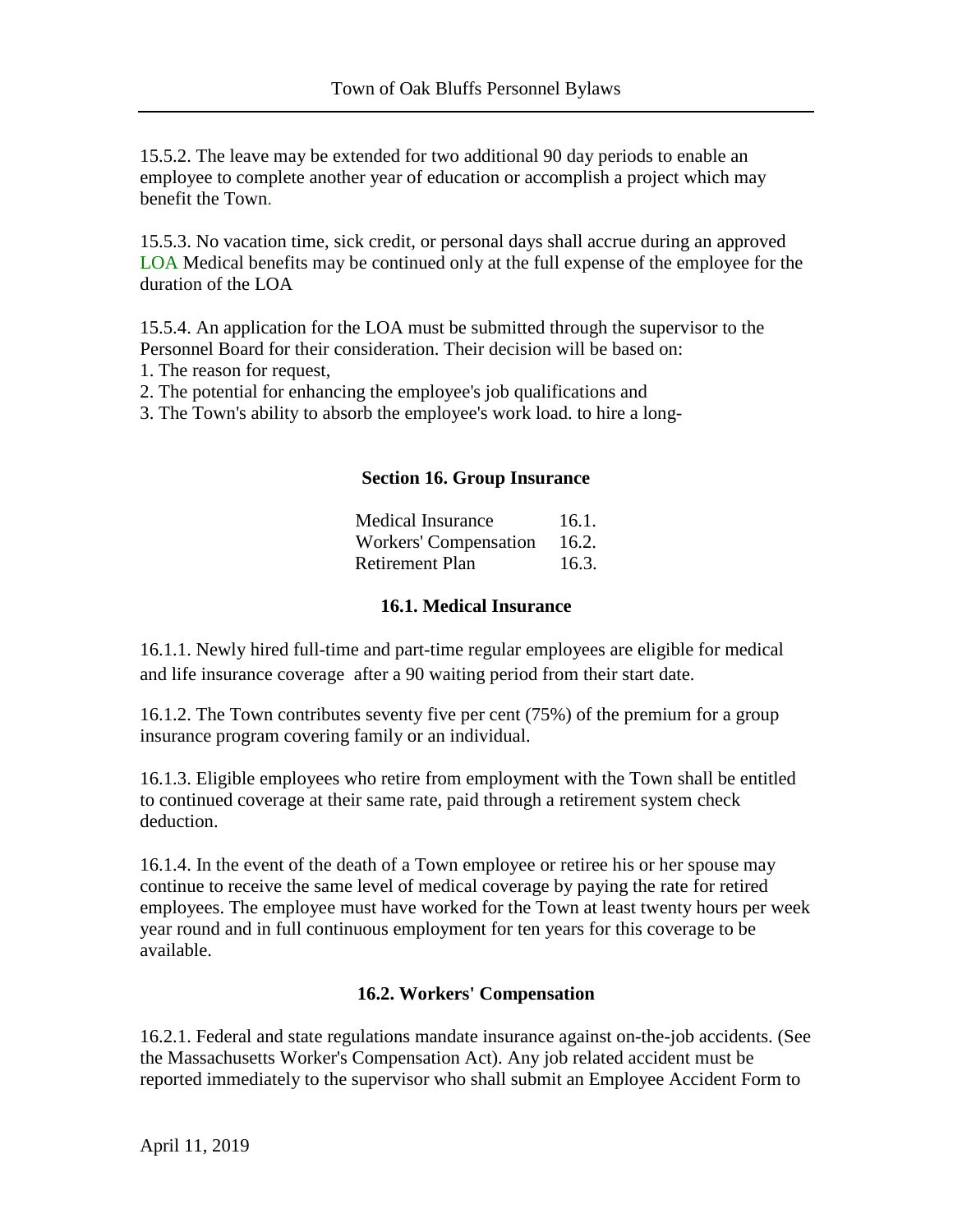15.5.2. The leave may be extended for two additional 90 day periods to enable an employee to complete another year of education or accomplish a project which may benefit the Town.

15.5.3. No vacation time, sick credit, or personal days shall accrue during an approved LOA Medical benefits may be continued only at the full expense of the employee for the duration of the LOA

15.5.4. An application for the LOA must be submitted through the supervisor to the Personnel Board for their consideration. Their decision will be based on:
1. The reason for request,
2. The potential for enhancing the employee's job qualifications and
3. The Town's ability to absorb the employee's work load. to hire a long-

## Section 16. Group Insurance

| | |
|---|---|
| Medical Insurance | 16.1. |
| Workers' Compensation | 16.2. |
| Retirement Plan | 16.3. |

### 16.1. Medical Insurance

16.1.1. Newly hired full-time and part-time regular employees are eligible for medical and life insurance coverage after a 90 waiting period from their start date.

16.1.2. The Town contributes seventy five per cent (75%) of the premium for a group insurance program covering family or an individual.

16.1.3. Eligible employees who retire from employment with the Town shall be entitled to continued coverage at their same rate, paid through a retirement system check deduction.

16.1.4. In the event of the death of a Town employee or retiree his or her spouse may continue to receive the same level of medical coverage by paying the rate for retired employees. The employee must have worked for the Town at least twenty hours per week year round and in full continuous employment for ten years for this coverage to be available.

### 16.2. Workers' Compensation

16.2.1. Federal and state regulations mandate insurance against on-the-job accidents. (See the Massachusetts Worker's Compensation Act). Any job related accident must be reported immediately to the supervisor who shall submit an Employee Accident Form to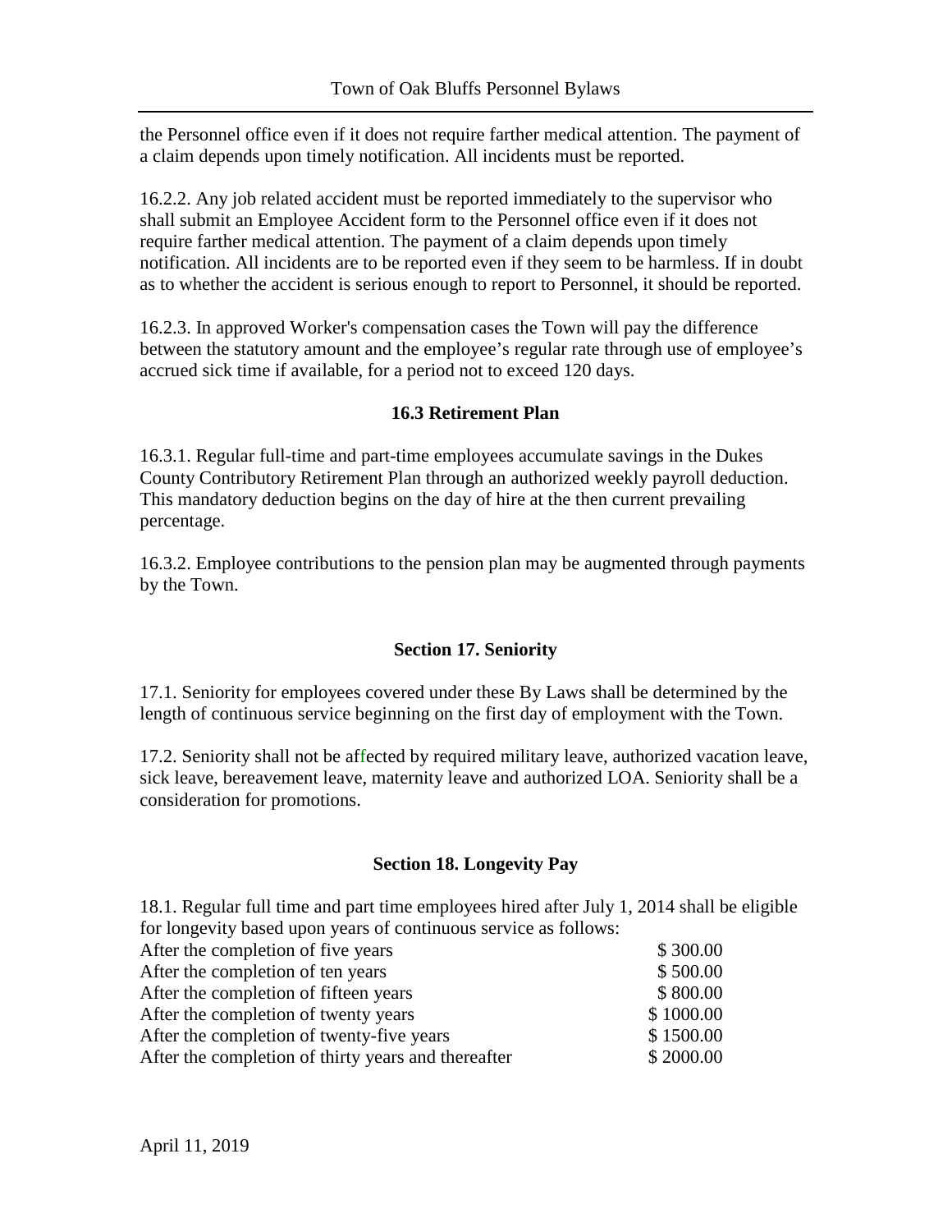the Personnel office even if it does not require farther medical attention. The payment of a claim depends upon timely notification. All incidents must be reported.

16.2.2. Any job related accident must be reported immediately to the supervisor who shall submit an Employee Accident form to the Personnel office even if it does not require farther medical attention. The payment of a claim depends upon timely notification. All incidents are to be reported even if they seem to be harmless. If in doubt as to whether the accident is serious enough to report to Personnel, it should be reported.

16.2.3. In approved Worker's compensation cases the Town will pay the difference between the statutory amount and the employee's regular rate through use of employee's accrued sick time if available, for a period not to exceed 120 days.

### 16.3 Retirement Plan

16.3.1. Regular full-time and part-time employees accumulate savings in the Dukes County Contributory Retirement Plan through an authorized weekly payroll deduction. This mandatory deduction begins on the day of hire at the then current prevailing percentage.

16.3.2. Employee contributions to the pension plan may be augmented through payments by the Town.

## Section 17. Seniority

17.1. Seniority for employees covered under these By Laws shall be determined by the length of continuous service beginning on the first day of employment with the Town.

17.2. Seniority shall not be affected by required military leave, authorized vacation leave, sick leave, bereavement leave, maternity leave and authorized LOA. Seniority shall be a consideration for promotions.

## Section 18. Longevity Pay

18.1. Regular full time and part time employees hired after July 1, 2014 shall be eligible for longevity based upon years of continuous service as follows:

| | |
|---|---|
| After the completion of five years | \$ 300.00 |
| After the completion of ten years | \$ 500.00 |
| After the completion of fifteen years | \$ 800.00 |
| After the completion of twenty years | \$ 1000.00 |
| After the completion of twenty-five years | \$ 1500.00 |
| After the completion of thirty years and thereafter | \$ 2000.00 |

April 11, 2019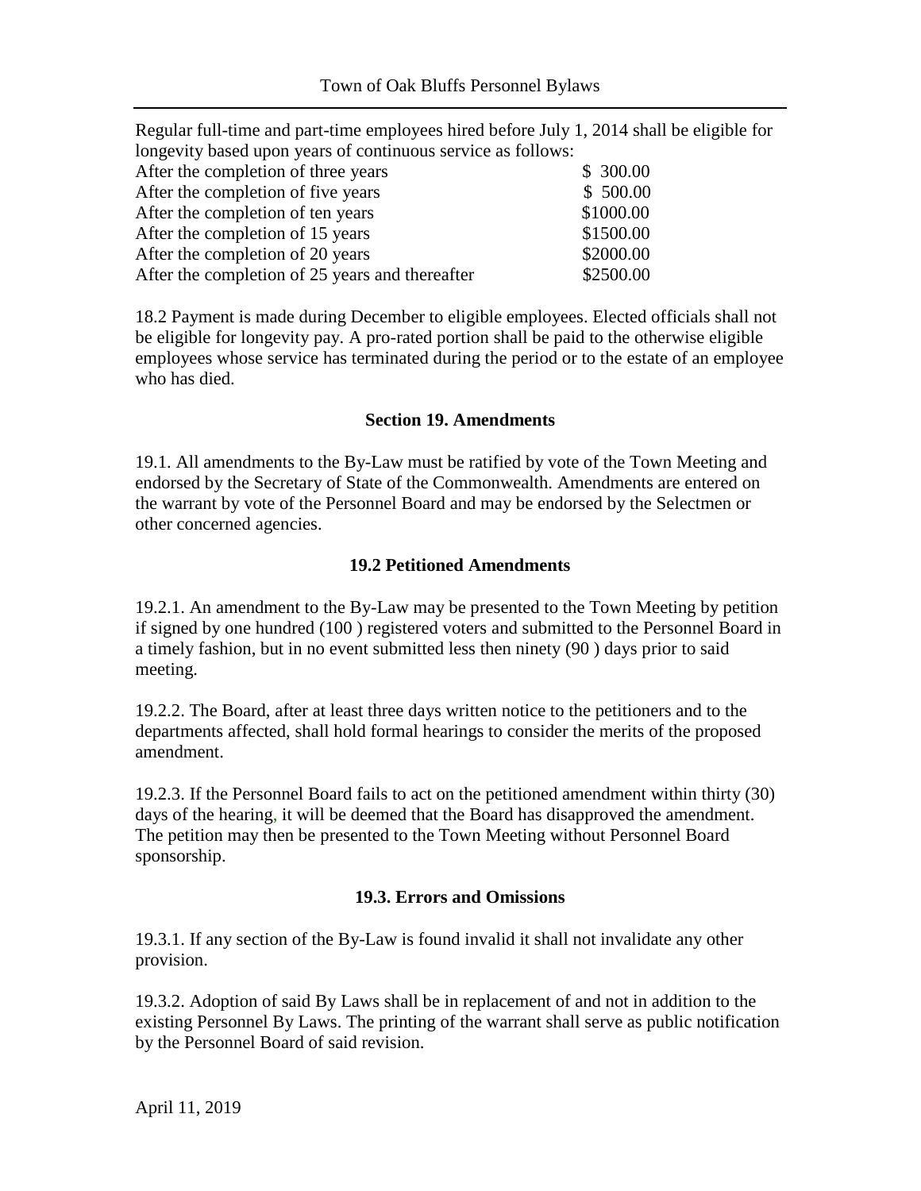Regular full-time and part-time employees hired before July 1, 2014 shall be eligible for longevity based upon years of continuous service as follows:

| | |
|---|---|
| After the completion of three years | $ 300.00 |
| After the completion of five years | $ 500.00 |
| After the completion of ten years | $1000.00 |
| After the completion of 15 years | $1500.00 |
| After the completion of 20 years | $2000.00 |
| After the completion of 25 years and thereafter | $2500.00 |

18.2 Payment is made during December to eligible employees. Elected officials shall not be eligible for longevity pay. A pro-rated portion shall be paid to the otherwise eligible employees whose service has terminated during the period or to the estate of an employee who has died.

## Section 19. Amendments

19.1. All amendments to the By-Law must be ratified by vote of the Town Meeting and endorsed by the Secretary of State of the Commonwealth. Amendments are entered on the warrant by vote of the Personnel Board and may be endorsed by the Selectmen or other concerned agencies.

### 19.2 Petitioned Amendments

19.2.1. An amendment to the By-Law may be presented to the Town Meeting by petition if signed by one hundred (100 ) registered voters and submitted to the Personnel Board in a timely fashion, but in no event submitted less then ninety (90 ) days prior to said meeting.

19.2.2. The Board, after at least three days written notice to the petitioners and to the departments affected, shall hold formal hearings to consider the merits of the proposed amendment.

19.2.3. If the Personnel Board fails to act on the petitioned amendment within thirty (30) days of the hearing, it will be deemed that the Board has disapproved the amendment. The petition may then be presented to the Town Meeting without Personnel Board sponsorship.

### 19.3. Errors and Omissions

19.3.1. If any section of the By-Law is found invalid it shall not invalidate any other provision.

19.3.2. Adoption of said By Laws shall be in replacement of and not in addition to the existing Personnel By Laws. The printing of the warrant shall serve as public notification by the Personnel Board of said revision.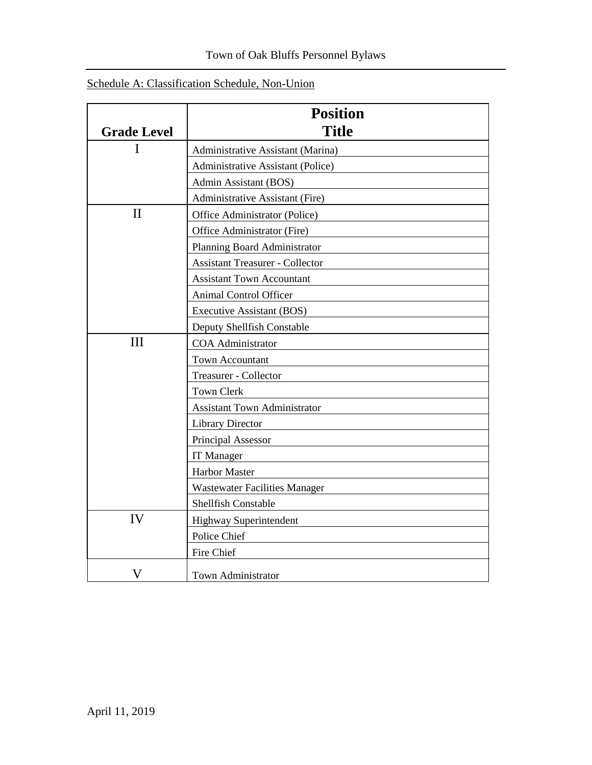Schedule A: Classification Schedule, Non-Union

| Grade Level | Position Title |
|---|---|
| I | Administrative Assistant (Marina) |
| | Administrative Assistant (Police) |
| | Admin Assistant (BOS) |
| | Administrative Assistant (Fire) |
| II | Office Administrator (Police) |
| | Office Administrator (Fire) |
| | Planning Board Administrator |
| | Assistant Treasurer - Collector |
| | Assistant Town Accountant |
| | Animal Control Officer |
| | Executive Assistant (BOS) |
| | Deputy Shellfish Constable |
| III | COA Administrator |
| | Town Accountant |
| | Treasurer - Collector |
| | Town Clerk |
| | Assistant Town Administrator |
| | Library Director |
| | Principal Assessor |
| | IT Manager |
| | Harbor Master |
| | Wastewater Facilities Manager |
| | Shellfish Constable |
| IV | Highway Superintendent |
| | Police Chief |
| | Fire Chief |
| V | Town Administrator |

April 11, 2019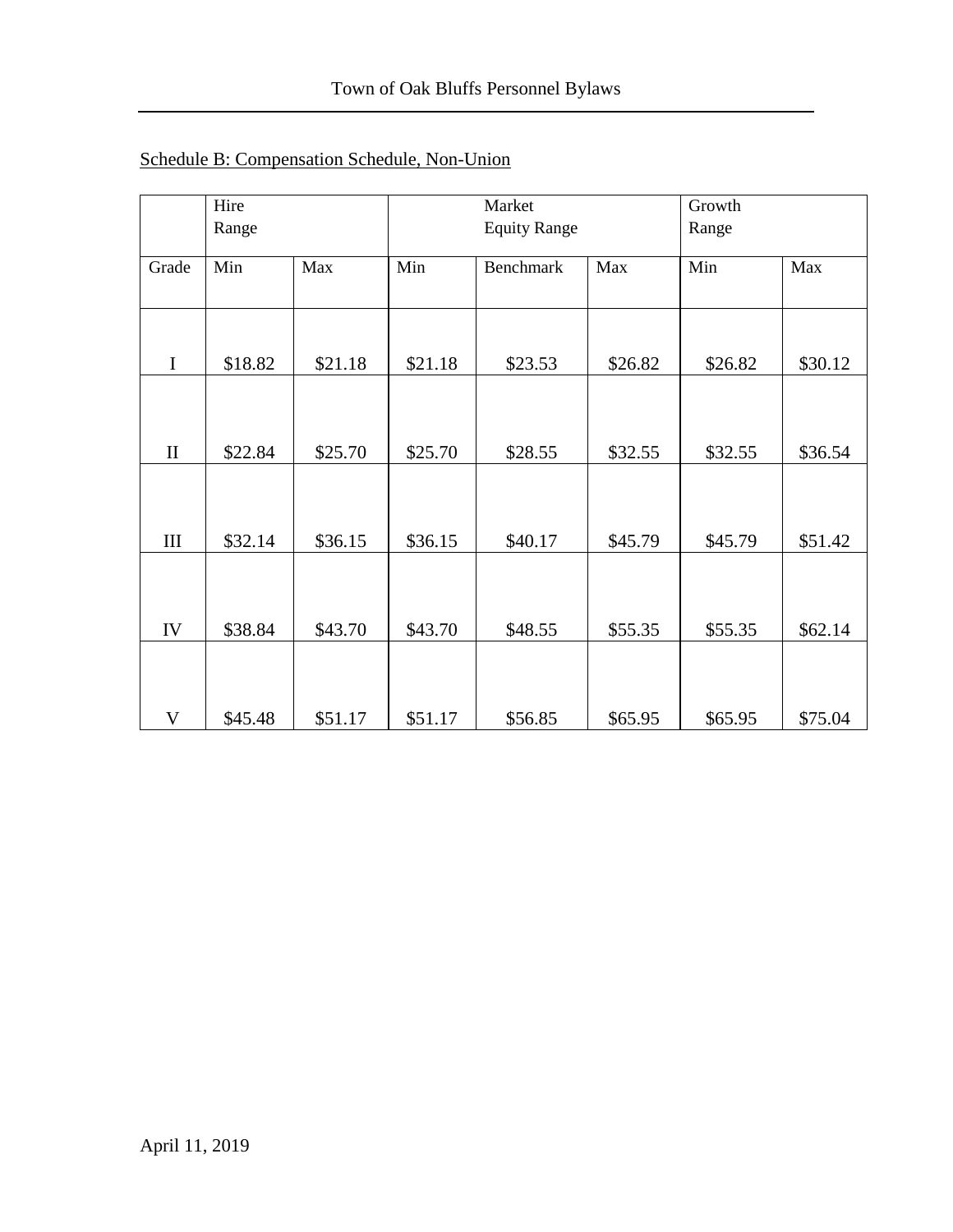Schedule B: Compensation Schedule, Non-Union

| | Hire Range | | Market Equity Range | | | Growth Range | |
|---|---|---|---|---|---|---|---|
| Grade | Min | Max | Min | Benchmark | Max | Min | Max |
| I | \$18.82 | \$21.18 | \$21.18 | \$23.53 | \$26.82 | \$26.82 | \$30.12 |
| II | \$22.84 | \$25.70 | \$25.70 | \$28.55 | \$32.55 | \$32.55 | \$36.54 |
| III | \$32.14 | \$36.15 | \$36.15 | \$40.17 | \$45.79 | \$45.79 | \$51.42 |
| IV | \$38.84 | \$43.70 | \$43.70 | \$48.55 | \$55.35 | \$55.35 | \$62.14 |
| V | \$45.48 | \$51.17 | \$51.17 | \$56.85 | \$65.95 | \$65.95 | \$75.04 |

April 11, 2019